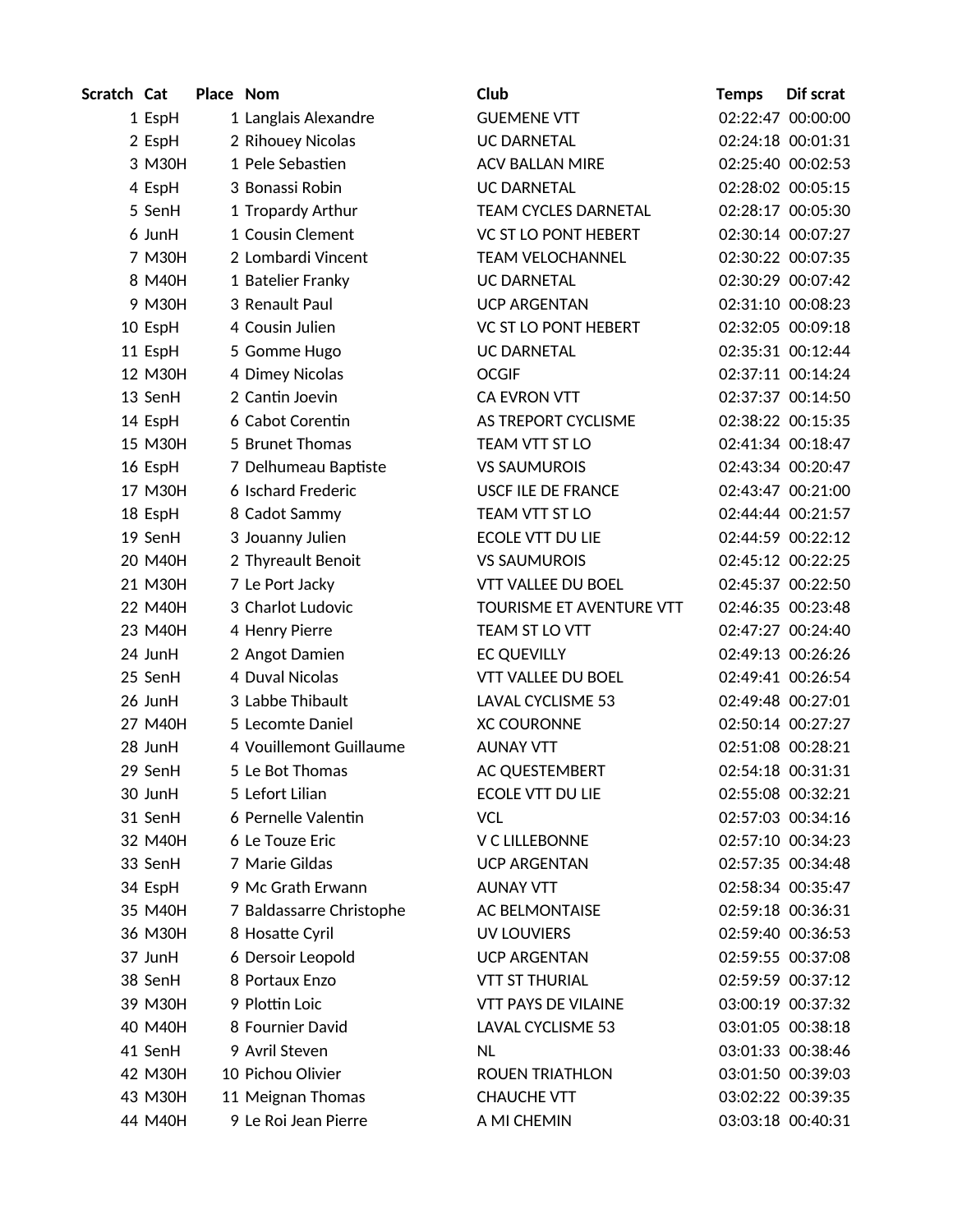| Scratch | Cat | Place | Nom | Club | Temps | Dif scrat |
|---|---|---|---|---|---|---|
| 1 | EspH | 1 | Langlais Alexandre | GUEMENE VTT | 02:22:47 | 00:00:00 |
| 2 | EspH | 2 | Rihouey Nicolas | UC DARNETAL | 02:24:18 | 00:01:31 |
| 3 | M30H | 1 | Pele Sebastien | ACV BALLAN MIRE | 02:25:40 | 00:02:53 |
| 4 | EspH | 3 | Bonassi Robin | UC DARNETAL | 02:28:02 | 00:05:15 |
| 5 | SenH | 1 | Tropardy Arthur | TEAM CYCLES DARNETAL | 02:28:17 | 00:05:30 |
| 6 | JunH | 1 | Cousin Clement | VC ST LO PONT HEBERT | 02:30:14 | 00:07:27 |
| 7 | M30H | 2 | Lombardi Vincent | TEAM VELOCHANNEL | 02:30:22 | 00:07:35 |
| 8 | M40H | 1 | Batelier Franky | UC DARNETAL | 02:30:29 | 00:07:42 |
| 9 | M30H | 3 | Renault Paul | UCP ARGENTAN | 02:31:10 | 00:08:23 |
| 10 | EspH | 4 | Cousin Julien | VC ST LO PONT HEBERT | 02:32:05 | 00:09:18 |
| 11 | EspH | 5 | Gomme Hugo | UC DARNETAL | 02:35:31 | 00:12:44 |
| 12 | M30H | 4 | Dimey Nicolas | OCGIF | 02:37:11 | 00:14:24 |
| 13 | SenH | 2 | Cantin Joevin | CA EVRON VTT | 02:37:37 | 00:14:50 |
| 14 | EspH | 6 | Cabot Corentin | AS TREPORT CYCLISME | 02:38:22 | 00:15:35 |
| 15 | M30H | 5 | Brunet Thomas | TEAM VTT ST LO | 02:41:34 | 00:18:47 |
| 16 | EspH | 7 | Delhumeau Baptiste | VS SAUMUROIS | 02:43:34 | 00:20:47 |
| 17 | M30H | 6 | Ischard Frederic | USCF ILE DE FRANCE | 02:43:47 | 00:21:00 |
| 18 | EspH | 8 | Cadot Sammy | TEAM VTT ST LO | 02:44:44 | 00:21:57 |
| 19 | SenH | 3 | Jouanny Julien | ECOLE VTT DU LIE | 02:44:59 | 00:22:12 |
| 20 | M40H | 2 | Thyreault Benoit | VS SAUMUROIS | 02:45:12 | 00:22:25 |
| 21 | M30H | 7 | Le Port Jacky | VTT VALLEE DU BOEL | 02:45:37 | 00:22:50 |
| 22 | M40H | 3 | Charlot Ludovic | TOURISME ET AVENTURE VTT | 02:46:35 | 00:23:48 |
| 23 | M40H | 4 | Henry Pierre | TEAM ST LO VTT | 02:47:27 | 00:24:40 |
| 24 | JunH | 2 | Angot Damien | EC QUEVILLY | 02:49:13 | 00:26:26 |
| 25 | SenH | 4 | Duval Nicolas | VTT VALLEE DU BOEL | 02:49:41 | 00:26:54 |
| 26 | JunH | 3 | Labbe Thibault | LAVAL CYCLISME 53 | 02:49:48 | 00:27:01 |
| 27 | M40H | 5 | Lecomte Daniel | XC COURONNE | 02:50:14 | 00:27:27 |
| 28 | JunH | 4 | Vouillemont Guillaume | AUNAY VTT | 02:51:08 | 00:28:21 |
| 29 | SenH | 5 | Le Bot Thomas | AC QUESTEMBERT | 02:54:18 | 00:31:31 |
| 30 | JunH | 5 | Lefort Lilian | ECOLE VTT DU LIE | 02:55:08 | 00:32:21 |
| 31 | SenH | 6 | Pernelle Valentin | VCL | 02:57:03 | 00:34:16 |
| 32 | M40H | 6 | Le Touze Eric | V C LILLEBONNE | 02:57:10 | 00:34:23 |
| 33 | SenH | 7 | Marie Gildas | UCP ARGENTAN | 02:57:35 | 00:34:48 |
| 34 | EspH | 9 | Mc Grath Erwann | AUNAY VTT | 02:58:34 | 00:35:47 |
| 35 | M40H | 7 | Baldassarre Christophe | AC BELMONTAISE | 02:59:18 | 00:36:31 |
| 36 | M30H | 8 | Hosatte Cyril | UV LOUVIERS | 02:59:40 | 00:36:53 |
| 37 | JunH | 6 | Dersoir Leopold | UCP ARGENTAN | 02:59:55 | 00:37:08 |
| 38 | SenH | 8 | Portaux Enzo | VTT ST THURIAL | 02:59:59 | 00:37:12 |
| 39 | M30H | 9 | Plottin Loic | VTT PAYS DE VILAINE | 03:00:19 | 00:37:32 |
| 40 | M40H | 8 | Fournier David | LAVAL CYCLISME 53 | 03:01:05 | 00:38:18 |
| 41 | SenH | 9 | Avril Steven | NL | 03:01:33 | 00:38:46 |
| 42 | M30H | 10 | Pichou Olivier | ROUEN TRIATHLON | 03:01:50 | 00:39:03 |
| 43 | M30H | 11 | Meignan Thomas | CHAUCHE VTT | 03:02:22 | 00:39:35 |
| 44 | M40H | 9 | Le Roi Jean Pierre | A MI CHEMIN | 03:03:18 | 00:40:31 |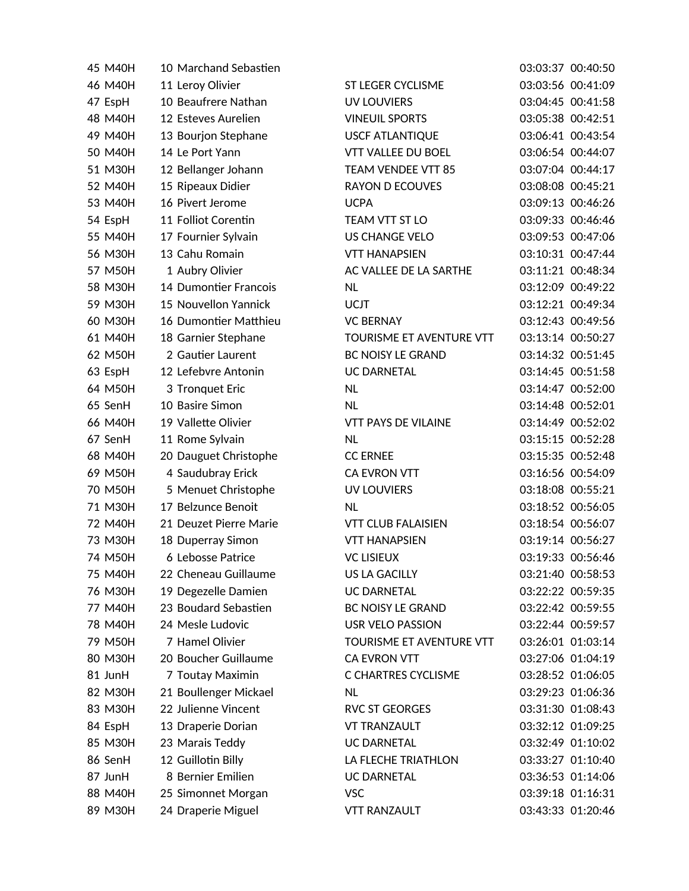| | | | | | | |
|---|---|---|---|---|---|---|
| 45 | M40H | 10 | Marchand Sebastien | | 03:03:37 | 00:40:50 |
| 46 | M40H | 11 | Leroy Olivier | ST LEGER CYCLISME | 03:03:56 | 00:41:09 |
| 47 | EspH | 10 | Beaufrere Nathan | UV LOUVIERS | 03:04:45 | 00:41:58 |
| 48 | M40H | 12 | Esteves Aurelien | VINEUIL SPORTS | 03:05:38 | 00:42:51 |
| 49 | M40H | 13 | Bourjon Stephane | USCF ATLANTIQUE | 03:06:41 | 00:43:54 |
| 50 | M40H | 14 | Le Port Yann | VTT VALLEE DU BOEL | 03:06:54 | 00:44:07 |
| 51 | M30H | 12 | Bellanger Johann | TEAM VENDEE VTT 85 | 03:07:04 | 00:44:17 |
| 52 | M40H | 15 | Ripeaux Didier | RAYON D ECOUVES | 03:08:08 | 00:45:21 |
| 53 | M40H | 16 | Pivert Jerome | UCPA | 03:09:13 | 00:46:26 |
| 54 | EspH | 11 | Folliot Corentin | TEAM VTT ST LO | 03:09:33 | 00:46:46 |
| 55 | M40H | 17 | Fournier Sylvain | US CHANGE VELO | 03:09:53 | 00:47:06 |
| 56 | M30H | 13 | Cahu Romain | VTT HANAPSIEN | 03:10:31 | 00:47:44 |
| 57 | M50H | 1 | Aubry Olivier | AC VALLEE DE LA SARTHE | 03:11:21 | 00:48:34 |
| 58 | M30H | 14 | Dumontier Francois | NL | 03:12:09 | 00:49:22 |
| 59 | M30H | 15 | Nouvellon Yannick | UCJT | 03:12:21 | 00:49:34 |
| 60 | M30H | 16 | Dumontier Matthieu | VC BERNAY | 03:12:43 | 00:49:56 |
| 61 | M40H | 18 | Garnier Stephane | TOURISME ET AVENTURE VTT | 03:13:14 | 00:50:27 |
| 62 | M50H | 2 | Gautier Laurent | BC NOISY LE GRAND | 03:14:32 | 00:51:45 |
| 63 | EspH | 12 | Lefebvre Antonin | UC DARNETAL | 03:14:45 | 00:51:58 |
| 64 | M50H | 3 | Tronquet Eric | NL | 03:14:47 | 00:52:00 |
| 65 | SenH | 10 | Basire Simon | NL | 03:14:48 | 00:52:01 |
| 66 | M40H | 19 | Vallette Olivier | VTT PAYS DE VILAINE | 03:14:49 | 00:52:02 |
| 67 | SenH | 11 | Rome Sylvain | NL | 03:15:15 | 00:52:28 |
| 68 | M40H | 20 | Dauguet Christophe | CC ERNEE | 03:15:35 | 00:52:48 |
| 69 | M50H | 4 | Saudubray Erick | CA EVRON VTT | 03:16:56 | 00:54:09 |
| 70 | M50H | 5 | Menuet Christophe | UV LOUVIERS | 03:18:08 | 00:55:21 |
| 71 | M30H | 17 | Belzunce Benoit | NL | 03:18:52 | 00:56:05 |
| 72 | M40H | 21 | Deuzet Pierre Marie | VTT CLUB FALAISIEN | 03:18:54 | 00:56:07 |
| 73 | M30H | 18 | Duperray Simon | VTT HANAPSIEN | 03:19:14 | 00:56:27 |
| 74 | M50H | 6 | Lebosse Patrice | VC LISIEUX | 03:19:33 | 00:56:46 |
| 75 | M40H | 22 | Cheneau Guillaume | US LA GACILLY | 03:21:40 | 00:58:53 |
| 76 | M30H | 19 | Degezelle Damien | UC DARNETAL | 03:22:22 | 00:59:35 |
| 77 | M40H | 23 | Boudard Sebastien | BC NOISY LE GRAND | 03:22:42 | 00:59:55 |
| 78 | M40H | 24 | Mesle Ludovic | USR VELO PASSION | 03:22:44 | 00:59:57 |
| 79 | M50H | 7 | Hamel Olivier | TOURISME ET AVENTURE VTT | 03:26:01 | 01:03:14 |
| 80 | M30H | 20 | Boucher Guillaume | CA EVRON VTT | 03:27:06 | 01:04:19 |
| 81 | JunH | 7 | Toutay Maximin | C CHARTRES CYCLISME | 03:28:52 | 01:06:05 |
| 82 | M30H | 21 | Boullenger Mickael | NL | 03:29:23 | 01:06:36 |
| 83 | M30H | 22 | Julienne Vincent | RVC ST GEORGES | 03:31:30 | 01:08:43 |
| 84 | EspH | 13 | Draperie Dorian | VT TRANZAULT | 03:32:12 | 01:09:25 |
| 85 | M30H | 23 | Marais Teddy | UC DARNETAL | 03:32:49 | 01:10:02 |
| 86 | SenH | 12 | Guillotin Billy | LA FLECHE TRIATHLON | 03:33:27 | 01:10:40 |
| 87 | JunH | 8 | Bernier Emilien | UC DARNETAL | 03:36:53 | 01:14:06 |
| 88 | M40H | 25 | Simonnet Morgan | VSC | 03:39:18 | 01:16:31 |
| 89 | M30H | 24 | Draperie Miguel | VTT RANZAULT | 03:43:33 | 01:20:46 |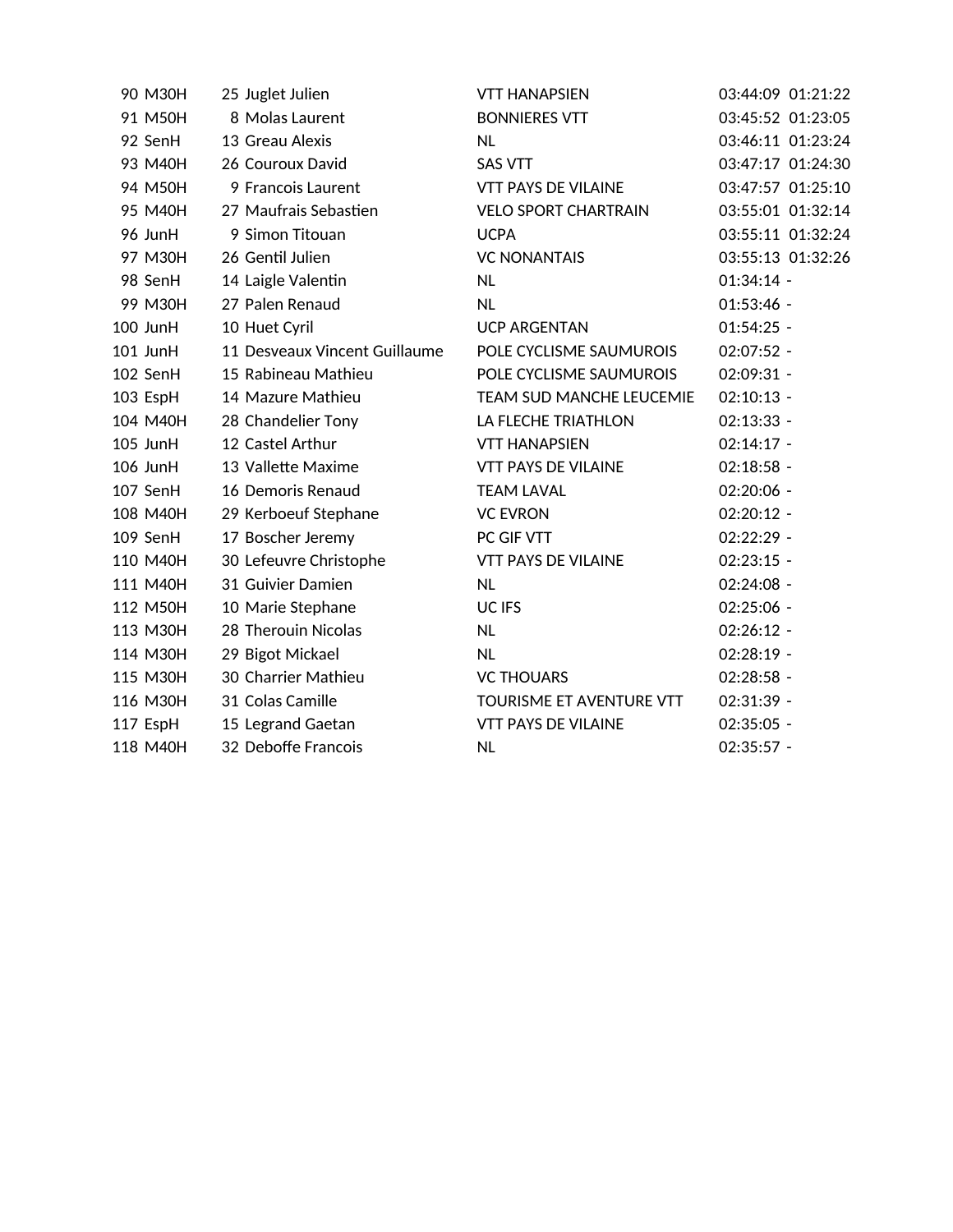| | | | | | | |
|---|---|---|---|---|---|---|
| 90 | M30H | 25 | Juglet Julien | VTT HANAPSIEN | 03:44:09 | 01:21:22 |
| 91 | M50H | 8 | Molas Laurent | BONNIERES VTT | 03:45:52 | 01:23:05 |
| 92 | SenH | 13 | Greau Alexis | NL | 03:46:11 | 01:23:24 |
| 93 | M40H | 26 | Couroux David | SAS VTT | 03:47:17 | 01:24:30 |
| 94 | M50H | 9 | Francois Laurent | VTT PAYS DE VILAINE | 03:47:57 | 01:25:10 |
| 95 | M40H | 27 | Maufrais Sebastien | VELO SPORT CHARTRAIN | 03:55:01 | 01:32:14 |
| 96 | JunH | 9 | Simon Titouan | UCPA | 03:55:11 | 01:32:24 |
| 97 | M30H | 26 | Gentil Julien | VC NONANTAIS | 03:55:13 | 01:32:26 |
| 98 | SenH | 14 | Laigle Valentin | NL | 01:34:14 | - |
| 99 | M30H | 27 | Palen Renaud | NL | 01:53:46 | - |
| 100 | JunH | 10 | Huet Cyril | UCP ARGENTAN | 01:54:25 | - |
| 101 | JunH | 11 | Desveaux Vincent Guillaume | POLE CYCLISME SAUMUROIS | 02:07:52 | - |
| 102 | SenH | 15 | Rabineau Mathieu | POLE CYCLISME SAUMUROIS | 02:09:31 | - |
| 103 | EspH | 14 | Mazure Mathieu | TEAM SUD MANCHE LEUCEMIE | 02:10:13 | - |
| 104 | M40H | 28 | Chandelier Tony | LA FLECHE TRIATHLON | 02:13:33 | - |
| 105 | JunH | 12 | Castel Arthur | VTT HANAPSIEN | 02:14:17 | - |
| 106 | JunH | 13 | Vallette Maxime | VTT PAYS DE VILAINE | 02:18:58 | - |
| 107 | SenH | 16 | Demoris Renaud | TEAM LAVAL | 02:20:06 | - |
| 108 | M40H | 29 | Kerboeuf Stephane | VC EVRON | 02:20:12 | - |
| 109 | SenH | 17 | Boscher Jeremy | PC GIF VTT | 02:22:29 | - |
| 110 | M40H | 30 | Lefeuvre Christophe | VTT PAYS DE VILAINE | 02:23:15 | - |
| 111 | M40H | 31 | Guivier Damien | NL | 02:24:08 | - |
| 112 | M50H | 10 | Marie Stephane | UC IFS | 02:25:06 | - |
| 113 | M30H | 28 | Therouin Nicolas | NL | 02:26:12 | - |
| 114 | M30H | 29 | Bigot Mickael | NL | 02:28:19 | - |
| 115 | M30H | 30 | Charrier Mathieu | VC THOUARS | 02:28:58 | - |
| 116 | M30H | 31 | Colas Camille | TOURISME ET AVENTURE VTT | 02:31:39 | - |
| 117 | EspH | 15 | Legrand Gaetan | VTT PAYS DE VILAINE | 02:35:05 | - |
| 118 | M40H | 32 | Deboffe Francois | NL | 02:35:57 | - |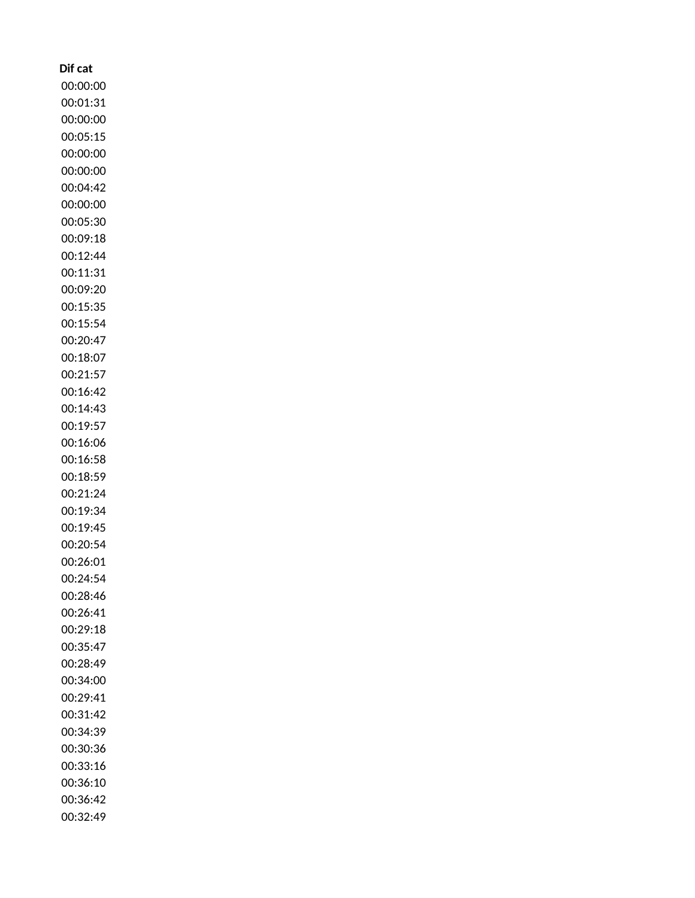| Dif cat |
| --- |
| 00:00:00 |
| 00:01:31 |
| 00:00:00 |
| 00:05:15 |
| 00:00:00 |
| 00:00:00 |
| 00:04:42 |
| 00:00:00 |
| 00:05:30 |
| 00:09:18 |
| 00:12:44 |
| 00:11:31 |
| 00:09:20 |
| 00:15:35 |
| 00:15:54 |
| 00:20:47 |
| 00:18:07 |
| 00:21:57 |
| 00:16:42 |
| 00:14:43 |
| 00:19:57 |
| 00:16:06 |
| 00:16:58 |
| 00:18:59 |
| 00:21:24 |
| 00:19:34 |
| 00:19:45 |
| 00:20:54 |
| 00:26:01 |
| 00:24:54 |
| 00:28:46 |
| 00:26:41 |
| 00:29:18 |
| 00:35:47 |
| 00:28:49 |
| 00:34:00 |
| 00:29:41 |
| 00:31:42 |
| 00:34:39 |
| 00:30:36 |
| 00:33:16 |
| 00:36:10 |
| 00:36:42 |
| 00:32:49 |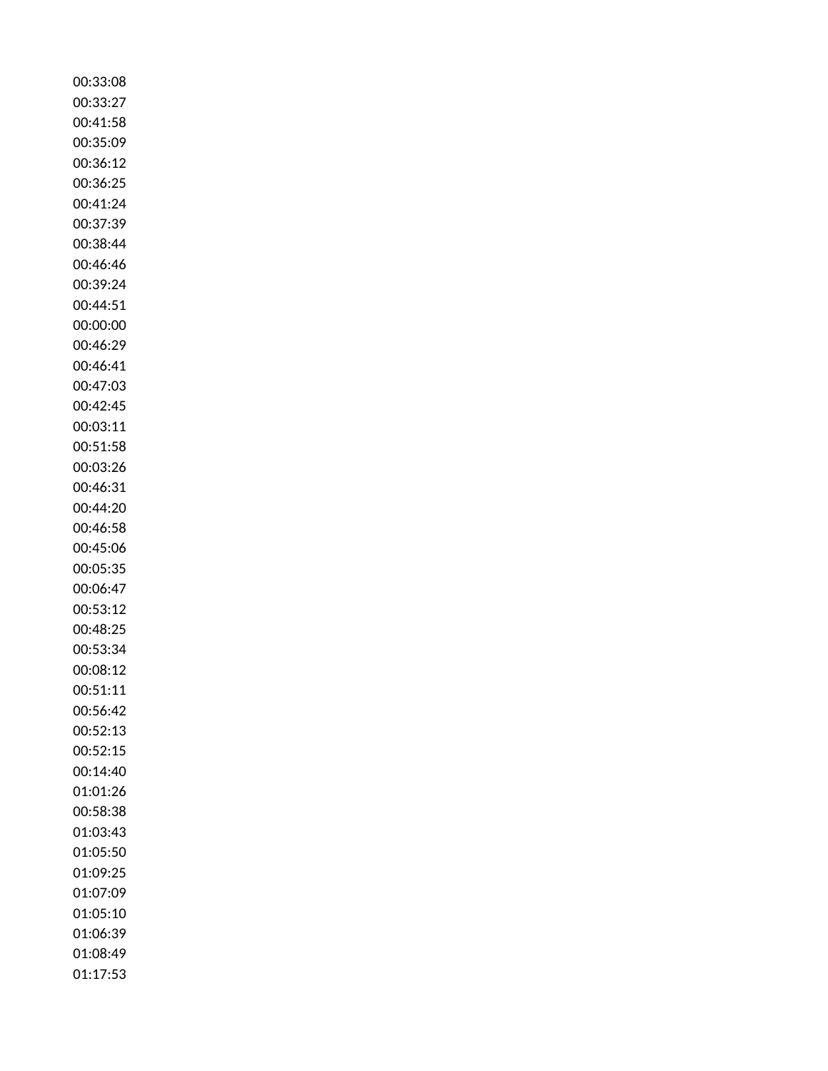00:33:08
00:33:27
00:41:58
00:35:09
00:36:12
00:36:25
00:41:24
00:37:39
00:38:44
00:46:46
00:39:24
00:44:51
00:00:00
00:46:29
00:46:41
00:47:03
00:42:45
00:03:11
00:51:58
00:03:26
00:46:31
00:44:20
00:46:58
00:45:06
00:05:35
00:06:47
00:53:12
00:48:25
00:53:34
00:08:12
00:51:11
00:56:42
00:52:13
00:52:15
00:14:40
01:01:26
00:58:38
01:03:43
01:05:50
01:09:25
01:07:09
01:05:10
01:06:39
01:08:49
01:17:53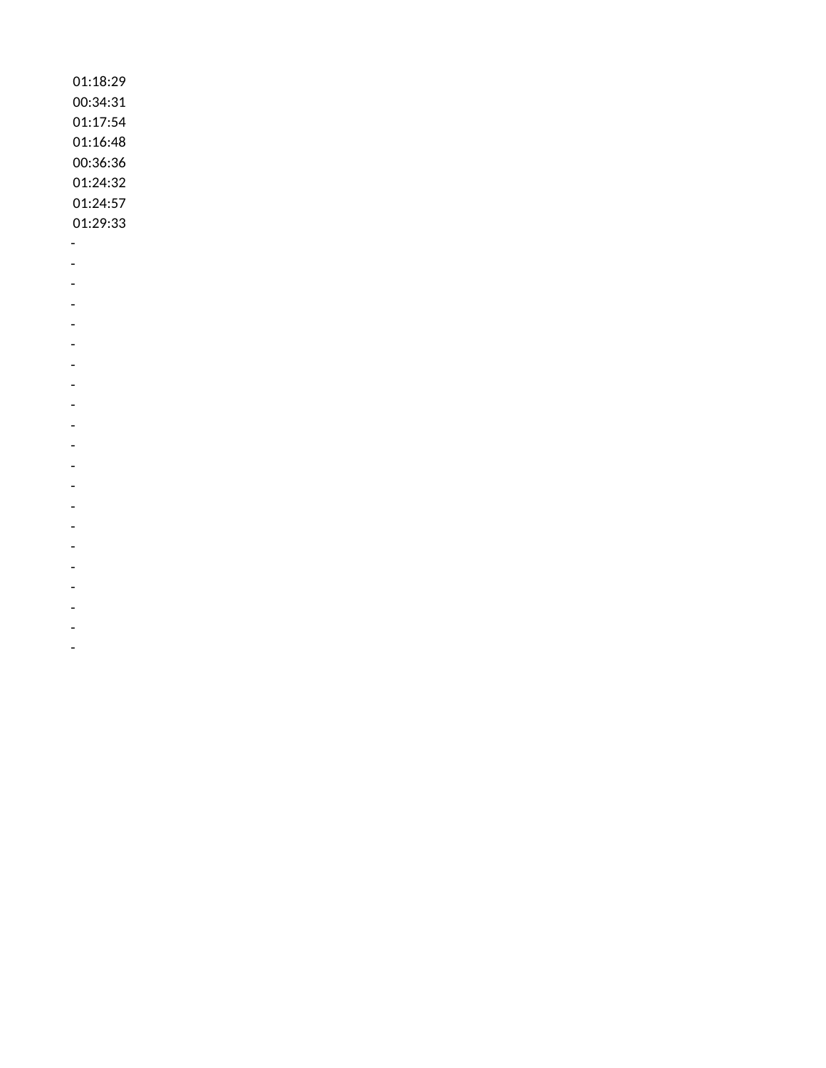01:18:29
00:34:31
01:17:54
01:16:48
00:36:36
01:24:32
01:24:57
01:29:33
-
-
-
-
-
-
-
-
-
-
-
-
-
-
-
-
-
-
-
-
-